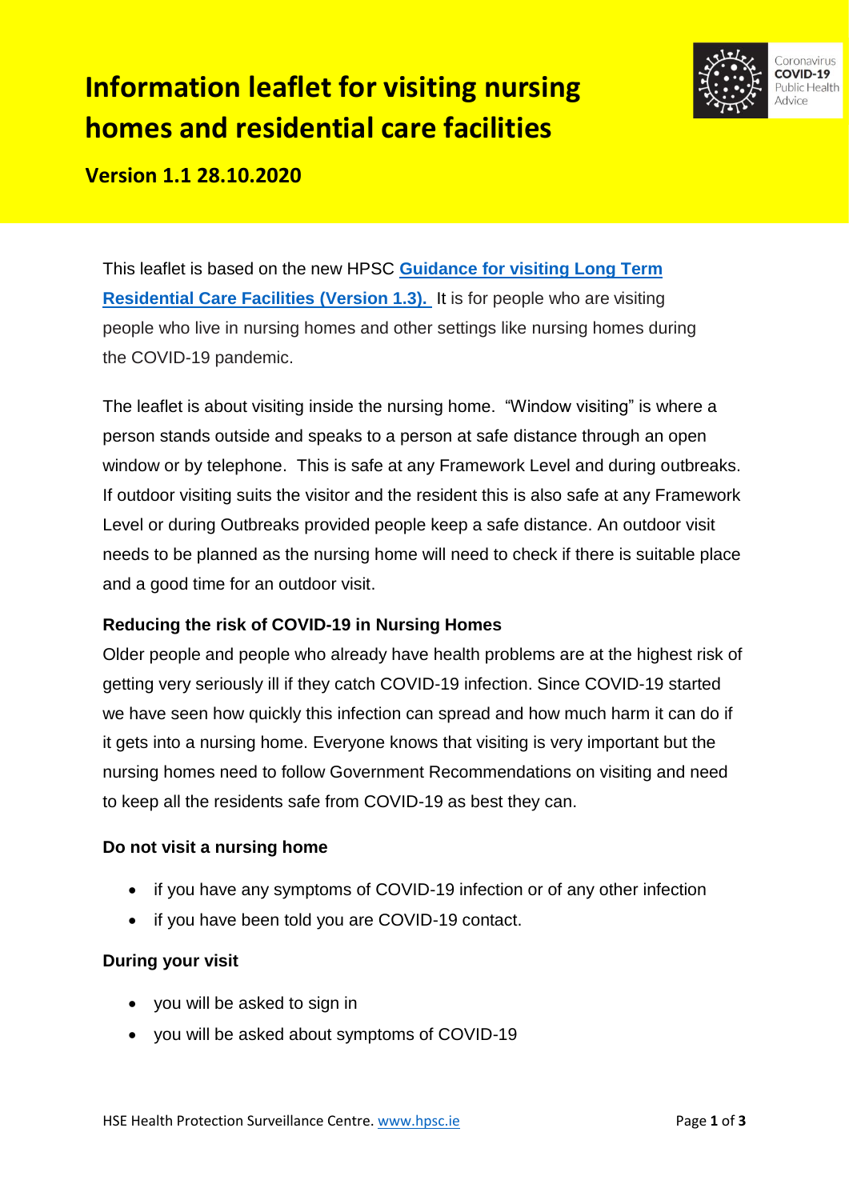# Information leaflet for visiting nursing homes and residential care facilities

## Version 1.1 28.10.2020

Coronavirus **COVID-19** Public Health Advice

This leaflet is based on the new HPSC **Guidance for visiting Long Term Residential Care Facilities (Version 1.3).** It is for people who are visiting people who live in nursing homes and other settings like nursing homes during the COVID-19 pandemic.

The leaflet is about visiting inside the nursing home. "Window visiting" is where a person stands outside and speaks to a person at safe distance through an open window or by telephone. This is safe at any Framework Level and during outbreaks. If outdoor visiting suits the visitor and the resident this is also safe at any Framework Level or during Outbreaks provided people keep a safe distance. An outdoor visit needs to be planned as the nursing home will need to check if there is suitable place and a good time for an outdoor visit.

**Reducing the risk of COVID-19 in Nursing Homes**

Older people and people who already have health problems are at the highest risk of getting very seriously ill if they catch COVID-19 infection. Since COVID-19 started we have seen how quickly this infection can spread and how much harm it can do if it gets into a nursing home. Everyone knows that visiting is very important but the nursing homes need to follow Government Recommendations on visiting and need to keep all the residents safe from COVID-19 as best they can.

**Do not visit a nursing home**

- if you have any symptoms of COVID-19 infection or of any other infection
- if you have been told you are COVID-19 contact.

**During your visit**

- you will be asked to sign in
- you will be asked about symptoms of COVID-19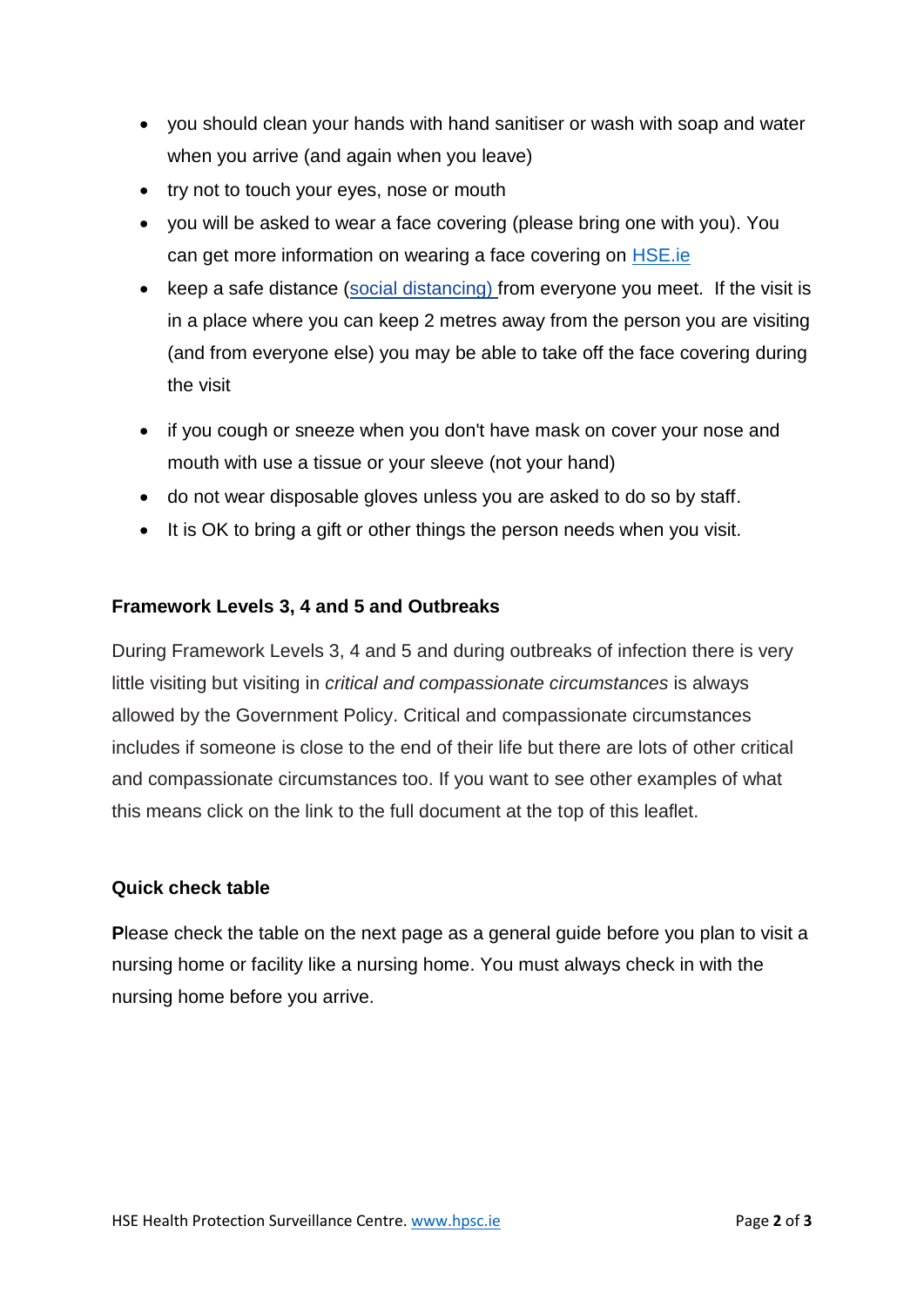- you should clean your hands with hand sanitiser or wash with soap and water when you arrive (and again when you leave)
- try not to touch your eyes, nose or mouth
- you will be asked to wear a face covering (please bring one with you). You can get more information on wearing a face covering on [HSE.ie](HSE.ie)
- keep a safe distance ([social distancing)](social distancing) from everyone you meet. If the visit is in a place where you can keep 2 metres away from the person you are visiting (and from everyone else) you may be able to take off the face covering during the visit
- if you cough or sneeze when you don't have mask on cover your nose and mouth with use a tissue or your sleeve (not your hand)
- do not wear disposable gloves unless you are asked to do so by staff.
- It is OK to bring a gift or other things the person needs when you visit.

### Framework Levels 3, 4 and 5 and Outbreaks

During Framework Levels 3, 4 and 5 and during outbreaks of infection there is very little visiting but visiting in *critical and compassionate circumstances* is always allowed by the Government Policy. Critical and compassionate circumstances includes if someone is close to the end of their life but there are lots of other critical and compassionate circumstances too. If you want to see other examples of what this means click on the link to the full document at the top of this leaflet.

### Quick check table

**P**lease check the table on the next page as a general guide before you plan to visit a nursing home or facility like a nursing home. You must always check in with the nursing home before you arrive.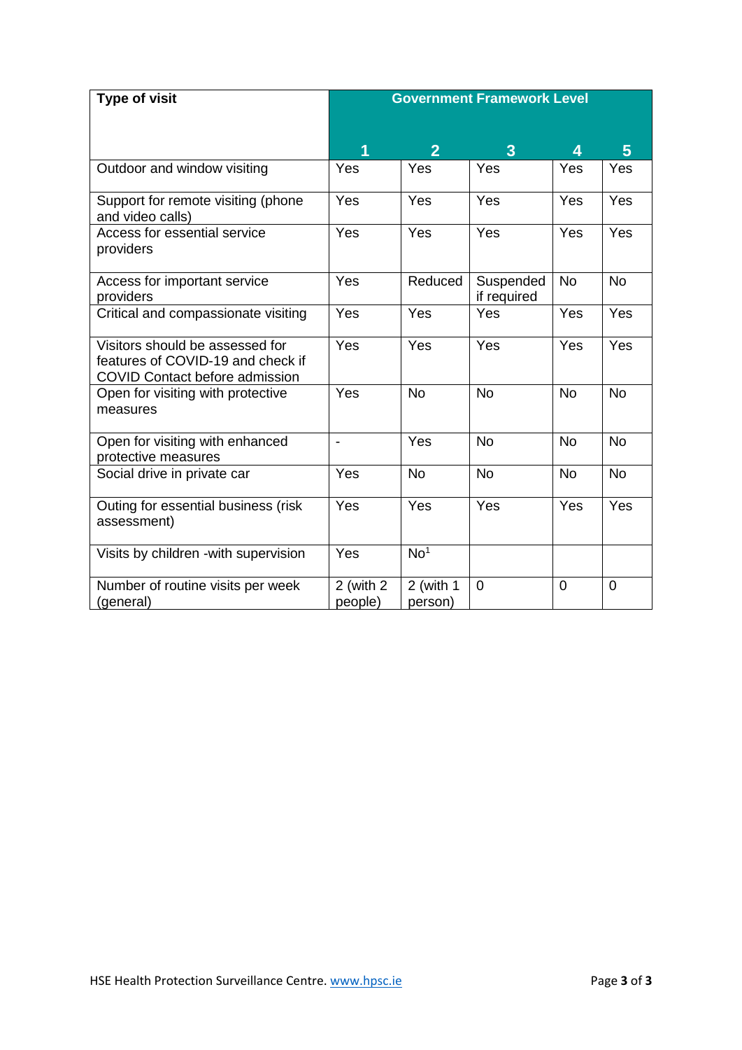| Type of visit | Government Framework Level | | | | |
|---|---|---|---|---|---|
| | 1 | 2 | 3 | 4 | 5 |
| Outdoor and window visiting | Yes | Yes | Yes | Yes | Yes |
| Support for remote visiting (phone and video calls) | Yes | Yes | Yes | Yes | Yes |
| Access for essential service providers | Yes | Yes | Yes | Yes | Yes |
| Access for important service providers | Yes | Reduced | Suspended if required | No | No |
| Critical and compassionate visiting | Yes | Yes | Yes | Yes | Yes |
| Visitors should be assessed for features of COVID-19 and check if COVID Contact before admission | Yes | Yes | Yes | Yes | Yes |
| Open for visiting with protective measures | Yes | No | No | No | No |
| Open for visiting with enhanced protective measures | - | Yes | No | No | No |
| Social drive in private car | Yes | No | No | No | No |
| Outing for essential business (risk assessment) | Yes | Yes | Yes | Yes | Yes |
| Visits by children -with supervision | Yes | No[1] | | | |
| Number of routine visits per week (general) | 2 (with 2 people) | 2 (with 1 person) | 0 | 0 | 0 |